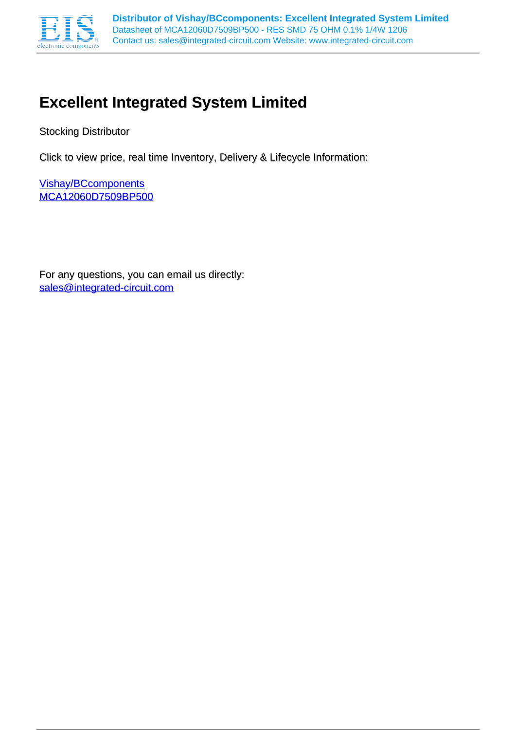# Excellent Integrated System Limited

Stocking Distributor

Click to view price, real time Inventory, Delivery & Lifecycle Information:

Vishay/BCcomponents
MCA12060D7509BP500

For any questions, you can email us directly:
sales@integrated-circuit.com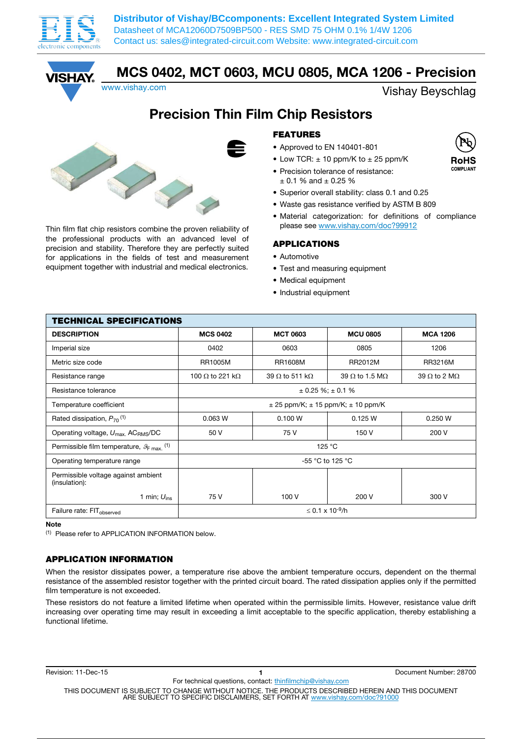Distributor of Vishay/BCcomponents: Excellent Integrated System Limited
Datasheet of MCA12060D7509BP500 - RES SMD 75 OHM 0.1% 1/4W 1206
Contact us: sales@integrated-circuit.com Website: www.integrated-circuit.com

# MCS 0402, MCT 0603, MCU 0805, MCA 1206 - Precision

www.vishay.com

Vishay Beyschlag

## Precision Thin Film Chip Resistors

Thin film flat chip resistors combine the proven reliability of the professional products with an advanced level of precision and stability. Therefore they are perfectly suited for applications in the fields of test and measurement equipment together with industrial and medical electronics.

### FEATURES

- Approved to EN 140401-801
- Low TCR: ± 10 ppm/K to ± 25 ppm/K
- Precision tolerance of resistance: ± 0.1 % and ± 0.25 %
- Superior overall stability: class 0.1 and 0.25
- Waste gas resistance verified by ASTM B 809
- Material categorization: for definitions of compliance please see www.vishay.com/doc?99912

RoHS COMPLIANT

### APPLICATIONS

- Automotive
- Test and measuring equipment
- Medical equipment
- Industrial equipment

| TECHNICAL SPECIFICATIONS | | | | |
|---|---|---|---|---|
| **DESCRIPTION** | **MCS 0402** | **MCT 0603** | **MCU 0805** | **MCA 1206** |
| Imperial size | 0402 | 0603 | 0805 | 1206 |
| Metric size code | RR1005M | RR1608M | RR2012M | RR3216M |
| Resistance range | 100 Ω to 221 kΩ | 39 Ω to 511 kΩ | 39 Ω to 1.5 MΩ | 39 Ω to 2 MΩ |
| Resistance tolerance | ± 0.25 %; ± 0.1 % | | | |
| Temperature coefficient | ± 25 ppm/K; ± 15 ppm/K; ± 10 ppm/K | | | |
| Rated dissipation, $P_{70}$ [(1)] | 0.063 W | 0.100 W | 0.125 W | 0.250 W |
| Operating voltage, $U_{max.}$ $AC_{RMS}$/DC | 50 V | 75 V | 150 V | 200 V |
| Permissible film temperature, $\vartheta_{F\ max.}$ [(1)] | 125 °C | | | |
| Operating temperature range | -55 °C to 125 °C | | | |
| Permissible voltage against ambient (insulation): 1 min; $U_{ins}$ | 75 V | 100 V | 200 V | 300 V |
| Failure rate: $FIT_{observed}$ | ≤ 0.1 x $10^{-9}$/h | | | |

**Note**

(1) Please refer to APPLICATION INFORMATION below.

### APPLICATION INFORMATION

When the resistor dissipates power, a temperature rise above the ambient temperature occurs, dependent on the thermal resistance of the assembled resistor together with the printed circuit board. The rated dissipation applies only if the permitted film temperature is not exceeded.

These resistors do not feature a limited lifetime when operated within the permissible limits. However, resistance value drift increasing over operating time may result in exceeding a limit acceptable to the specific application, thereby establishing a functional lifetime.

Revision: 11-Dec-15 Document Number: 28700

For technical questions, contact: thinfilmchip@vishay.com

THIS DOCUMENT IS SUBJECT TO CHANGE WITHOUT NOTICE. THE PRODUCTS DESCRIBED HEREIN AND THIS DOCUMENT ARE SUBJECT TO SPECIFIC DISCLAIMERS, SET FORTH AT www.vishay.com/doc?91000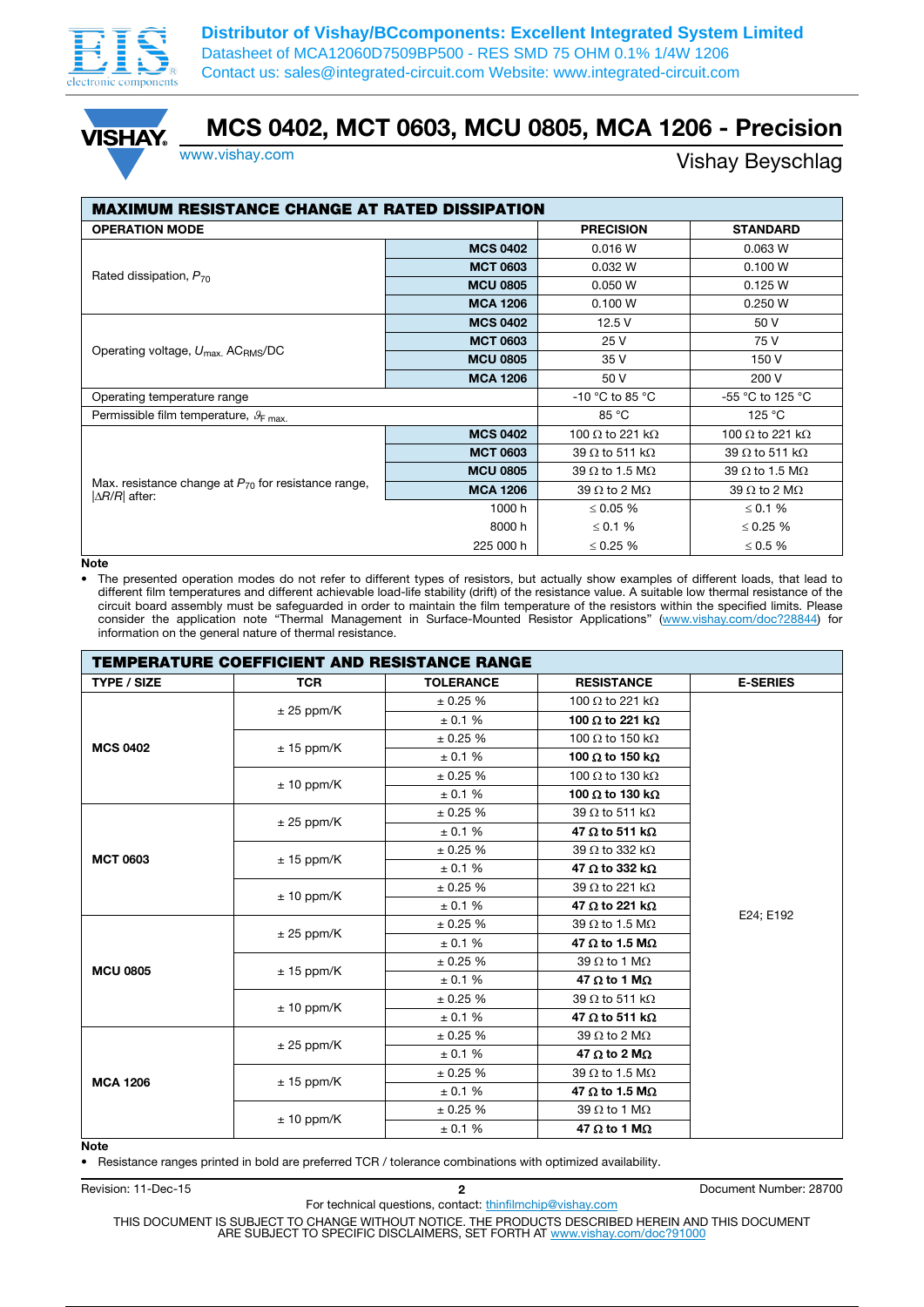# MCS 0402, MCT 0603, MCU 0805, MCA 1206 - Precision

Vishay Beyschlag

| MAXIMUM RESISTANCE CHANGE AT RATED DISSIPATION | | | |
|---|---|---|---|
| **OPERATION MODE** | | **PRECISION** | **STANDARD** |
| Rated dissipation, $P_{70}$ | **MCS 0402** | 0.016 W | 0.063 W |
| | **MCT 0603** | 0.032 W | 0.100 W |
| | **MCU 0805** | 0.050 W | 0.125 W |
| | **MCA 1206** | 0.100 W | 0.250 W |
| Operating voltage, $U_{max.}$ $AC_{RMS}$/DC | **MCS 0402** | 12.5 V | 50 V |
| | **MCT 0603** | 25 V | 75 V |
| | **MCU 0805** | 35 V | 150 V |
| | **MCA 1206** | 50 V | 200 V |
| Operating temperature range | | -10 °C to 85 °C | -55 °C to 125 °C |
| Permissible film temperature, $\vartheta_{F\ max.}$ | | 85 °C | 125 °C |
| Max. resistance change at $P_{70}$ for resistance range, \|ΔR/R\| after: | **MCS 0402** | 100 Ω to 221 kΩ | 100 Ω to 221 kΩ |
| | **MCT 0603** | 39 Ω to 511 kΩ | 39 Ω to 511 kΩ |
| | **MCU 0805** | 39 Ω to 1.5 MΩ | 39 Ω to 1.5 MΩ |
| | **MCA 1206** | 39 Ω to 2 MΩ | 39 Ω to 2 MΩ |
| | 1000 h | ≤ 0.05 % | ≤ 0.1 % |
| | 8000 h | ≤ 0.1 % | ≤ 0.25 % |
| | 225 000 h | ≤ 0.25 % | ≤ 0.5 % |

**Note**

- The presented operation modes do not refer to different types of resistors, but actually show examples of different loads, that lead to different film temperatures and different achievable load-life stability (drift) of the resistance value. A suitable low thermal resistance of the circuit board assembly must be safeguarded in order to maintain the film temperature of the resistors within the specified limits. Please consider the application note "Thermal Management in Surface-Mounted Resistor Applications" (www.vishay.com/doc?28844) for information on the general nature of thermal resistance.

| TEMPERATURE COEFFICIENT AND RESISTANCE RANGE | | | | |
|---|---|---|---|---|
| **TYPE / SIZE** | **TCR** | **TOLERANCE** | **RESISTANCE** | **E-SERIES** |
| **MCS 0402** | ± 25 ppm/K | ± 0.25 % | 100 Ω to 221 kΩ | E24; E192 |
| | | ± 0.1 % | **100 Ω to 221 kΩ** | |
| | ± 15 ppm/K | ± 0.25 % | 100 Ω to 150 kΩ | |
| | | ± 0.1 % | **100 Ω to 150 kΩ** | |
| | ± 10 ppm/K | ± 0.25 % | 100 Ω to 130 kΩ | |
| | | ± 0.1 % | **100 Ω to 130 kΩ** | |
| **MCT 0603** | ± 25 ppm/K | ± 0.25 % | 39 Ω to 511 kΩ | |
| | | ± 0.1 % | **47 Ω to 511 kΩ** | |
| | ± 15 ppm/K | ± 0.25 % | 39 Ω to 332 kΩ | |
| | | ± 0.1 % | **47 Ω to 332 kΩ** | |
| | ± 10 ppm/K | ± 0.25 % | 39 Ω to 221 kΩ | |
| | | ± 0.1 % | **47 Ω to 221 kΩ** | |
| **MCU 0805** | ± 25 ppm/K | ± 0.25 % | 39 Ω to 1.5 MΩ | |
| | | ± 0.1 % | **47 Ω to 1.5 MΩ** | |
| | ± 15 ppm/K | ± 0.25 % | 39 Ω to 1 MΩ | |
| | | ± 0.1 % | **47 Ω to 1 MΩ** | |
| | ± 10 ppm/K | ± 0.25 % | 39 Ω to 511 kΩ | |
| | | ± 0.1 % | **47 Ω to 511 kΩ** | |
| **MCA 1206** | ± 25 ppm/K | ± 0.25 % | 39 Ω to 2 MΩ | |
| | | ± 0.1 % | **47 Ω to 2 MΩ** | |
| | ± 15 ppm/K | ± 0.25 % | 39 Ω to 1.5 MΩ | |
| | | ± 0.1 % | **47 Ω to 1.5 MΩ** | |
| | ± 10 ppm/K | ± 0.25 % | 39 Ω to 1 MΩ | |
| | | ± 0.1 % | **47 Ω to 1 MΩ** | |

**Note**

- Resistance ranges printed in bold are preferred TCR / tolerance combinations with optimized availability.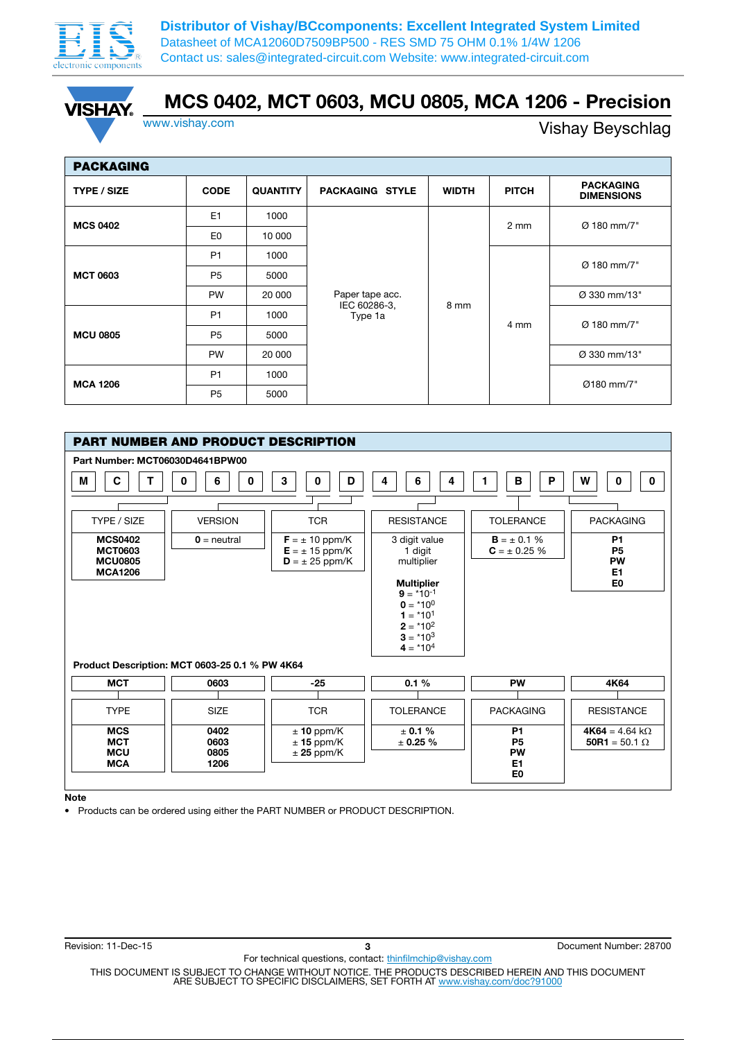# MCS 0402, MCT 0603, MCU 0805, MCA 1206 - Precision

www.vishay.com

Vishay Beyschlag

## PACKAGING

| TYPE / SIZE | CODE | QUANTITY | PACKAGING STYLE | WIDTH | PITCH | PACKAGING DIMENSIONS |
|---|---|---|---|---|---|---|
| **MCS 0402** | E1 | 1000 | Paper tape acc. IEC 60286-3, Type 1a | 8 mm | 2 mm | Ø 180 mm/7" |
| | E0 | 10 000 | | | | |
| **MCT 0603** | P1 | 1000 | | | 4 mm | Ø 180 mm/7" |
| | P5 | 5000 | | | | |
| | PW | 20 000 | | | | Ø 330 mm/13" |
| **MCU 0805** | P1 | 1000 | | | | Ø 180 mm/7" |
| | P5 | 5000 | | | | |
| | PW | 20 000 | | | | Ø 330 mm/13" |
| **MCA 1206** | P1 | 1000 | | | | Ø180 mm/7" |
| | P5 | 5000 | | | | |

## PART NUMBER AND PRODUCT DESCRIPTION

**Part Number: MCT06030D4641BPW00**

| M | C | T | 0 | 6 | 0 | 3 | 0 | D | 4 | 6 | 4 | 1 | B | P | W | 0 | 0 |
|---|---|---|---|---|---|---|---|---|---|---|---|---|---|---|---|---|---|

| TYPE / SIZE | VERSION | TCR | RESISTANCE | TOLERANCE | PACKAGING |
|---|---|---|---|---|---|
| **MCS0402**<br>**MCT0603**<br>**MCU0805**<br>**MCA1206** | **0** = neutral | **F** = ± 10 ppm/K<br>**E** = ± 15 ppm/K<br>**D** = ± 25 ppm/K | 3 digit value<br>1 digit<br>multiplier<br><br>**Multiplier**<br>**9** = *10$^{-1}$<br>**0** = *10$^{0}$<br>**1** = *10$^{1}$<br>**2** = *10$^{2}$<br>**3** = *10$^{3}$<br>**4** = *10$^{4}$ | **B** = ± 0.1 %<br>**C** = ± 0.25 % | **P1**<br>**P5**<br>**PW**<br>**E1**<br>**E0** |

**Product Description: MCT 0603-25 0.1 % PW 4K64**

| MCT | 0603 | -25 | 0.1 % | PW | 4K64 |
|---|---|---|---|---|---|
| TYPE | SIZE | TCR | TOLERANCE | PACKAGING | RESISTANCE |
| **MCS**<br>**MCT**<br>**MCU**<br>**MCA** | **0402**<br>**0603**<br>**0805**<br>**1206** | ± **10** ppm/K<br>± **15** ppm/K<br>± **25** ppm/K | ± **0.1 %**<br>± **0.25 %** | **P1**<br>**P5**<br>**PW**<br>**E1**<br>**E0** | **4K64** = 4.64 kΩ<br>**50R1** = 50.1 Ω |

**Note**

- Products can be ordered using either the PART NUMBER or PRODUCT DESCRIPTION.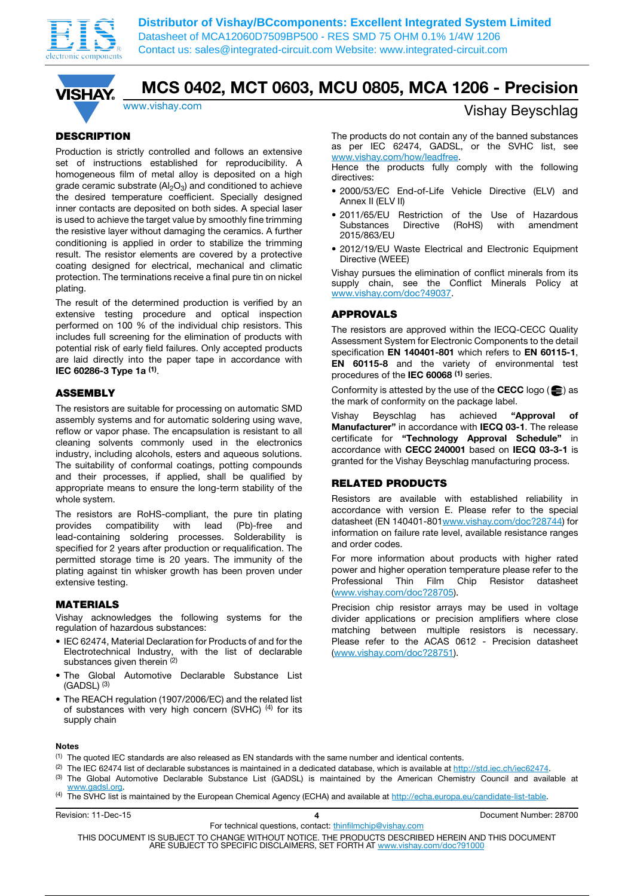# MCS 0402, MCT 0603, MCU 0805, MCA 1206 - Precision

www.vishay.com

Vishay Beyschlag

## DESCRIPTION

Production is strictly controlled and follows an extensive set of instructions established for reproducibility. A homogeneous film of metal alloy is deposited on a high grade ceramic substrate ($Al_2O_3$) and conditioned to achieve the desired temperature coefficient. Specially designed inner contacts are deposited on both sides. A special laser is used to achieve the target value by smoothly fine trimming the resistive layer without damaging the ceramics. A further conditioning is applied in order to stabilize the trimming result. The resistor elements are covered by a protective coating designed for electrical, mechanical and climatic protection. The terminations receive a final pure tin on nickel plating.

The result of the determined production is verified by an extensive testing procedure and optical inspection performed on 100 % of the individual chip resistors. This includes full screening for the elimination of products with potential risk of early field failures. Only accepted products are laid directly into the paper tape in accordance with **IEC 60286-3 Type 1a** [(1)].

## ASSEMBLY

The resistors are suitable for processing on automatic SMD assembly systems and for automatic soldering using wave, reflow or vapor phase. The encapsulation is resistant to all cleaning solvents commonly used in the electronics industry, including alcohols, esters and aqueous solutions. The suitability of conformal coatings, potting compounds and their processes, if applied, shall be qualified by appropriate means to ensure the long-term stability of the whole system.

The resistors are RoHS-compliant, the pure tin plating provides compatibility with lead (Pb)-free and lead-containing soldering processes. Solderability is specified for 2 years after production or requalification. The permitted storage time is 20 years. The immunity of the plating against tin whisker growth has been proven under extensive testing.

## MATERIALS

Vishay acknowledges the following systems for the regulation of hazardous substances:

- IEC 62474, Material Declaration for Products of and for the Electrotechnical Industry, with the list of declarable substances given therein [(2)]
- The Global Automotive Declarable Substance List (GADSL) [(3)]
- The REACH regulation (1907/2006/EC) and the related list of substances with very high concern (SVHC) [(4)] for its supply chain

The products do not contain any of the banned substances as per IEC 62474, GADSL, or the SVHC list, see www.vishay.com/how/leadfree.

Hence the products fully comply with the following directives:

- 2000/53/EC End-of-Life Vehicle Directive (ELV) and Annex II (ELV II)
- 2011/65/EU Restriction of the Use of Hazardous Substances Directive (RoHS) with amendment 2015/863/EU
- 2012/19/EU Waste Electrical and Electronic Equipment Directive (WEEE)

Vishay pursues the elimination of conflict minerals from its supply chain, see the Conflict Minerals Policy at www.vishay.com/doc?49037.

## APPROVALS

The resistors are approved within the IECQ-CECC Quality Assessment System for Electronic Components to the detail specification **EN 140401-801** which refers to **EN 60115-1**, **EN 60115-8** and the variety of environmental test procedures of the **IEC 60068** [(1)] series.

Conformity is attested by the use of the **CECC** logo ( ) as the mark of conformity on the package label.

Vishay Beyschlag has achieved **"Approval of Manufacturer"** in accordance with **IECQ 03-1**. The release certificate for **"Technology Approval Schedule"** in accordance with **CECC 240001** based on **IECQ 03-3-1** is granted for the Vishay Beyschlag manufacturing process.

## RELATED PRODUCTS

Resistors are available with established reliability in accordance with version E. Please refer to the special datasheet (EN 140401-801www.vishay.com/doc?28744) for information on failure rate level, available resistance ranges and order codes.

For more information about products with higher rated power and higher operation temperature please refer to the Professional Thin Film Chip Resistor datasheet (www.vishay.com/doc?28705).

Precision chip resistor arrays may be used in voltage divider applications or precision amplifiers where close matching between multiple resistors is necessary. Please refer to the ACAS 0612 - Precision datasheet (www.vishay.com/doc?28751).

**Notes**

(1) The quoted IEC standards are also released as EN standards with the same number and identical contents.

(2) The IEC 62474 list of declarable substances is maintained in a dedicated database, which is available at http://std.iec.ch/iec62474.

(3) The Global Automotive Declarable Substance List (GADSL) is maintained by the American Chemistry Council and available at www.gadsl.org.

(4) The SVHC list is maintained by the European Chemical Agency (ECHA) and available at http://echa.europa.eu/candidate-list-table.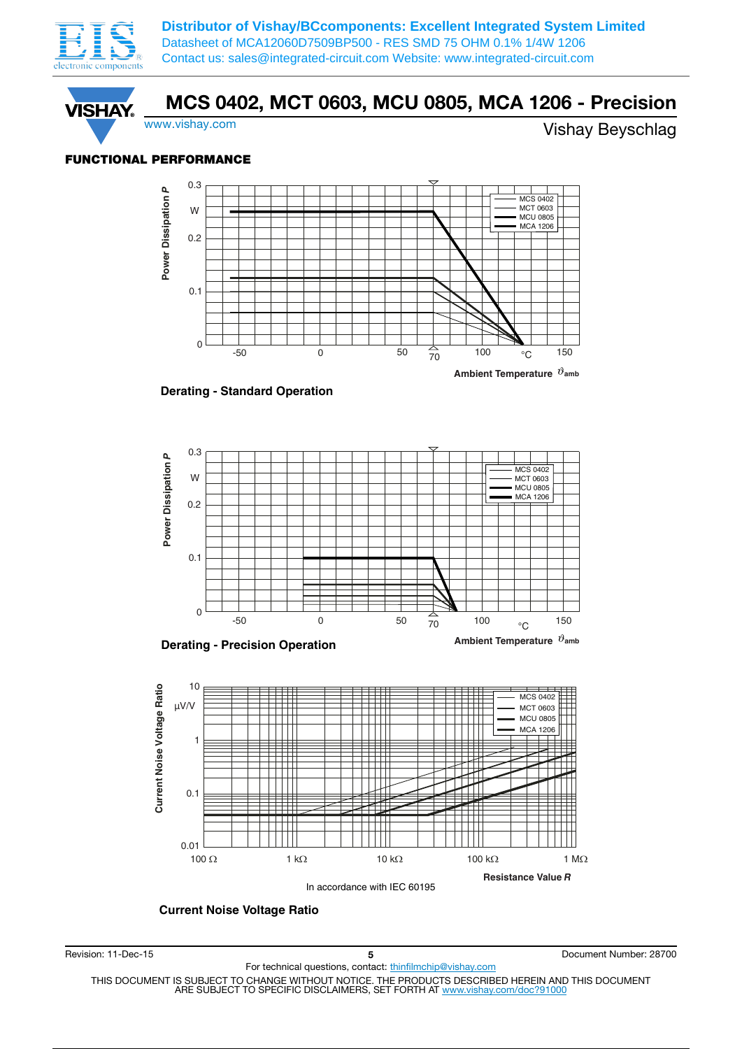# MCS 0402, MCT 0603, MCU 0805, MCA 1206 - Precision

## FUNCTIONAL PERFORMANCE

Power Dissipation $P$ (W) vs. Ambient Temperature $\vartheta_{amb}$ (°C)

Legend: MCS 0402, MCT 0603, MCU 0805, MCA 1206

**Derating - Standard Operation**

Power Dissipation $P$ (W) vs. Ambient Temperature $\vartheta_{amb}$ (°C)

Legend: MCS 0402, MCT 0603, MCU 0805, MCA 1206

**Derating - Precision Operation**

Current Noise Voltage Ratio (µV/V) vs. Resistance Value $R$

Legend: MCS 0402, MCT 0603, MCU 0805, MCA 1206

In accordance with IEC 60195

**Current Noise Voltage Ratio**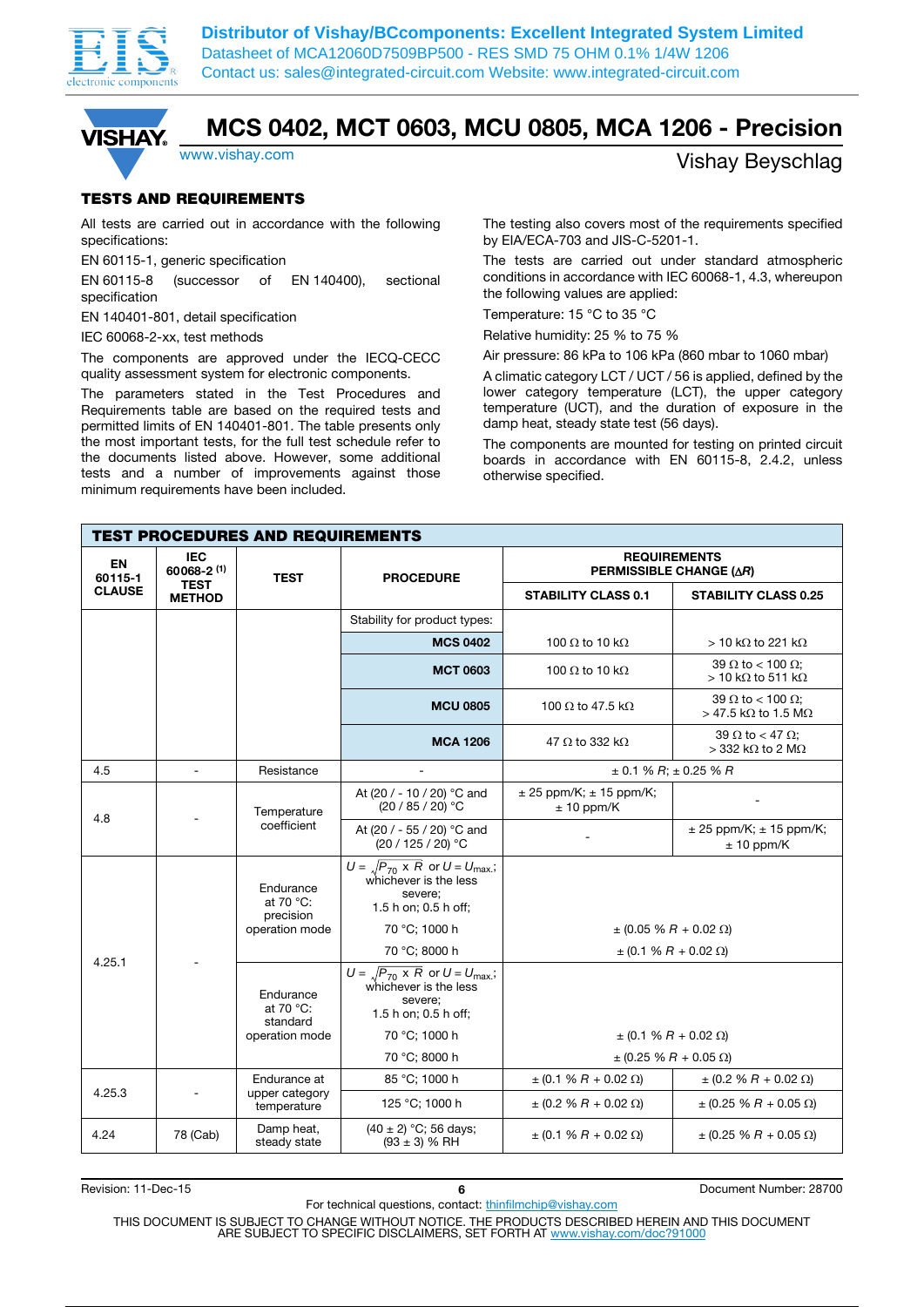# MCS 0402, MCT 0603, MCU 0805, MCA 1206 - Precision

www.vishay.com

Vishay Beyschlag

## TESTS AND REQUIREMENTS

All tests are carried out in accordance with the following specifications:

EN 60115-1, generic specification

EN 60115-8 (successor of EN 140400), sectional specification

EN 140401-801, detail specification

IEC 60068-2-xx, test methods

The components are approved under the IECQ-CECC quality assessment system for electronic components.

The parameters stated in the Test Procedures and Requirements table are based on the required tests and permitted limits of EN 140401-801. The table presents only the most important tests, for the full test schedule refer to the documents listed above. However, some additional tests and a number of improvements against those minimum requirements have been included.

The testing also covers most of the requirements specified by EIA/ECA-703 and JIS-C-5201-1.

The tests are carried out under standard atmospheric conditions in accordance with IEC 60068-1, 4.3, whereupon the following values are applied:

Temperature: 15 °C to 35 °C

Relative humidity: 25 % to 75 %

Air pressure: 86 kPa to 106 kPa (860 mbar to 1060 mbar)

A climatic category LCT / UCT / 56 is applied, defined by the lower category temperature (LCT), the upper category temperature (UCT), and the duration of exposure in the damp heat, steady state test (56 days).

The components are mounted for testing on printed circuit boards in accordance with EN 60115-8, 2.4.2, unless otherwise specified.

## TEST PROCEDURES AND REQUIREMENTS

| EN 60115-1 CLAUSE | IEC 60068-2 (1) TEST METHOD | TEST | PROCEDURE | REQUIREMENTS PERMISSIBLE CHANGE ($\Delta R$) | |
|---|---|---|---|---|---|
| | | | | STABILITY CLASS 0.1 | STABILITY CLASS 0.25 |
| | | | Stability for product types: | | |
| | | | **MCS 0402** | 100 Ω to 10 kΩ | > 10 kΩ to 221 kΩ |
| | | | **MCT 0603** | 100 Ω to 10 kΩ | 39 Ω to < 100 Ω; > 10 kΩ to 511 kΩ |
| | | | **MCU 0805** | 100 Ω to 47.5 kΩ | 39 Ω to < 100 Ω; > 47.5 kΩ to 1.5 MΩ |
| | | | **MCA 1206** | 47 Ω to 332 kΩ | 39 Ω to < 47 Ω; > 332 kΩ to 2 MΩ |
| 4.5 | - | Resistance | - | ± 0.1 % $R$; ± 0.25 % $R$ | |
| 4.8 | - | Temperature coefficient | At (20 / - 10 / 20) °C and (20 / 85 / 20) °C | ± 25 ppm/K; ± 15 ppm/K; ± 10 ppm/K | - |
| | | | At (20 / - 55 / 20) °C and (20 / 125 / 20) °C | - | ± 25 ppm/K; ± 15 ppm/K; ± 10 ppm/K |
| 4.25.1 | - | Endurance at 70 °C: precision operation mode | $U = \sqrt{P_{70} \times R}$ or $U = U_{max.}$; whichever is the less severe; 1.5 h on; 0.5 h off; | | |
| | | | 70 °C; 1000 h | ± (0.05 % $R$ + 0.02 Ω) | |
| | | | 70 °C; 8000 h | ± (0.1 % $R$ + 0.02 Ω) | |
| | | Endurance at 70 °C: standard operation mode | $U = \sqrt{P_{70} \times R}$ or $U = U_{max.}$; whichever is the less severe; 1.5 h on; 0.5 h off; | | |
| | | | 70 °C; 1000 h | ± (0.1 % $R$ + 0.02 Ω) | |
| | | | 70 °C; 8000 h | ± (0.25 % $R$ + 0.05 Ω) | |
| 4.25.3 | - | Endurance at upper category temperature | 85 °C; 1000 h | ± (0.1 % $R$ + 0.02 Ω) | ± (0.2 % $R$ + 0.02 Ω) |
| | | | 125 °C; 1000 h | ± (0.2 % $R$ + 0.02 Ω) | ± (0.25 % $R$ + 0.05 Ω) |
| 4.24 | 78 (Cab) | Damp heat, steady state | (40 ± 2) °C; 56 days; (93 ± 3) % RH | ± (0.1 % $R$ + 0.02 Ω) | ± (0.25 % $R$ + 0.05 Ω) |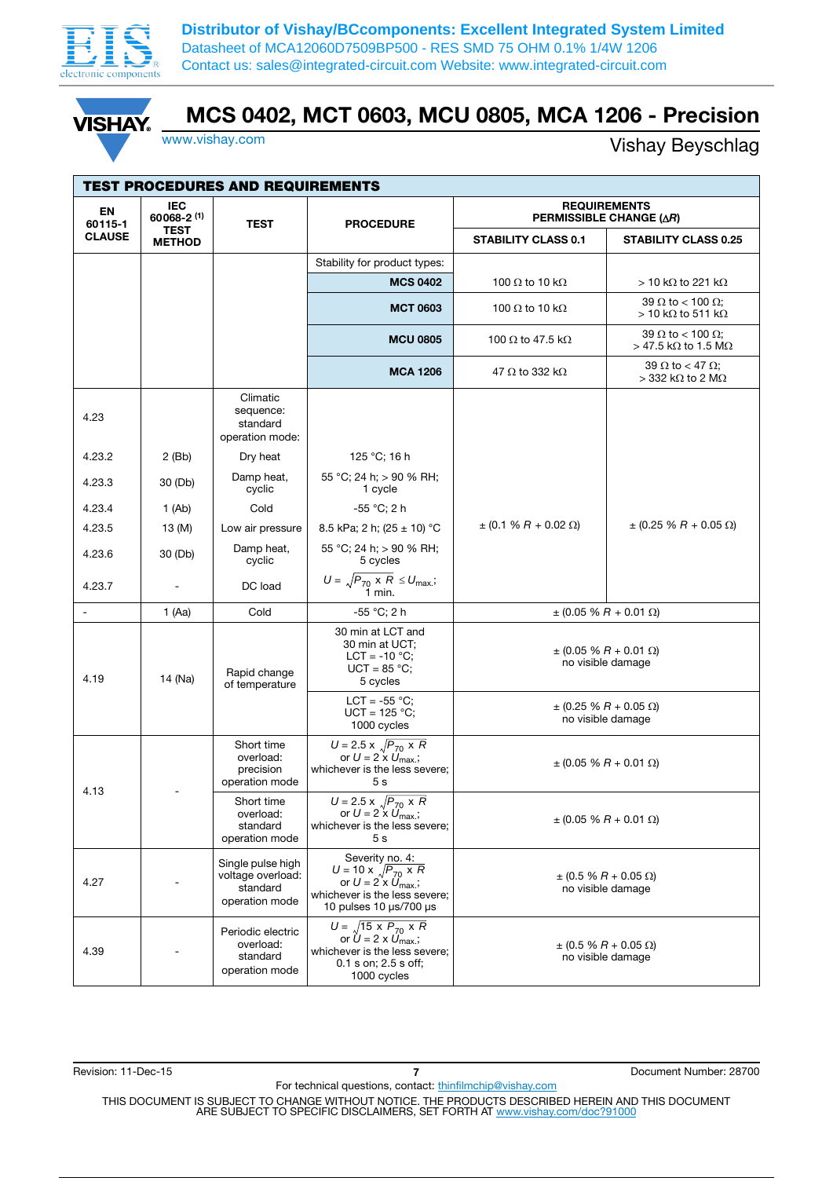# MCS 0402, MCT 0603, MCU 0805, MCA 1206 - Precision

Vishay Beyschlag

| TEST PROCEDURES AND REQUIREMENTS | | | | | |
|---|---|---|---|---|---|
| EN 60115-1 CLAUSE | IEC 60068-2 [1] TEST METHOD | TEST | PROCEDURE | REQUIREMENTS PERMISSIBLE CHANGE ($\Delta R$) | |
| | | | | STABILITY CLASS 0.1 | STABILITY CLASS 0.25 |
| | | | Stability for product types: | | |
| | | | **MCS 0402** | 100 Ω to 10 kΩ | > 10 kΩ to 221 kΩ |
| | | | **MCT 0603** | 100 Ω to 10 kΩ | 39 Ω to < 100 Ω; > 10 kΩ to 511 kΩ |
| | | | **MCU 0805** | 100 Ω to 47.5 kΩ | 39 Ω to < 100 Ω; > 47.5 kΩ to 1.5 MΩ |
| | | | **MCA 1206** | 47 Ω to 332 kΩ | 39 Ω to < 47 Ω; > 332 kΩ to 2 MΩ |
| 4.23 | | Climatic sequence: standard operation mode: | | ± (0.1 % $R$ + 0.02 Ω) | ± (0.25 % $R$ + 0.05 Ω) |
| 4.23.2 | 2 (Bb) | Dry heat | 125 °C; 16 h | | |
| 4.23.3 | 30 (Db) | Damp heat, cyclic | 55 °C; 24 h; > 90 % RH; 1 cycle | | |
| 4.23.4 | 1 (Ab) | Cold | -55 °C; 2 h | | |
| 4.23.5 | 13 (M) | Low air pressure | 8.5 kPa; 2 h; (25 ± 10) °C | | |
| 4.23.6 | 30 (Db) | Damp heat, cyclic | 55 °C; 24 h; > 90 % RH; 5 cycles | | |
| 4.23.7 | - | DC load | $U = \sqrt{P_{70} \times R} \leq U_{max.}$; 1 min. | | |
| - | 1 (Aa) | Cold | -55 °C; 2 h | ± (0.05 % $R$ + 0.01 Ω) | |
| 4.19 | 14 (Na) | Rapid change of temperature | 30 min at LCT and 30 min at UCT; LCT = -10 °C; UCT = 85 °C; 5 cycles | ± (0.05 % $R$ + 0.01 Ω) no visible damage | |
| | | | LCT = -55 °C; UCT = 125 °C; 1000 cycles | ± (0.25 % $R$ + 0.05 Ω) no visible damage | |
| 4.13 | - | Short time overload: precision operation mode | $U = 2.5 \times \sqrt{P_{70} \times R}$ or $U = 2 \times U_{max.}$; whichever is the less severe; 5 s | ± (0.05 % $R$ + 0.01 Ω) | |
| | | Short time overload: standard operation mode | $U = 2.5 \times \sqrt{P_{70} \times R}$ or $U = 2 \times U_{max.}$; whichever is the less severe; 5 s | ± (0.05 % $R$ + 0.01 Ω) | |
| 4.27 | - | Single pulse high voltage overload: standard operation mode | Severity no. 4: $U = 10 \times \sqrt{P_{70} \times R}$ or $U = 2 \times U_{max.}$; whichever is the less severe; 10 pulses 10 µs/700 µs | ± (0.5 % $R$ + 0.05 Ω) no visible damage | |
| 4.39 | - | Periodic electric overload: standard operation mode | $U = \sqrt{15 \times P_{70} \times R}$ or $U = 2 \times U_{max.}$; whichever is the less severe; 0.1 s on; 2.5 s off; 1000 cycles | ± (0.5 % $R$ + 0.05 Ω) no visible damage | |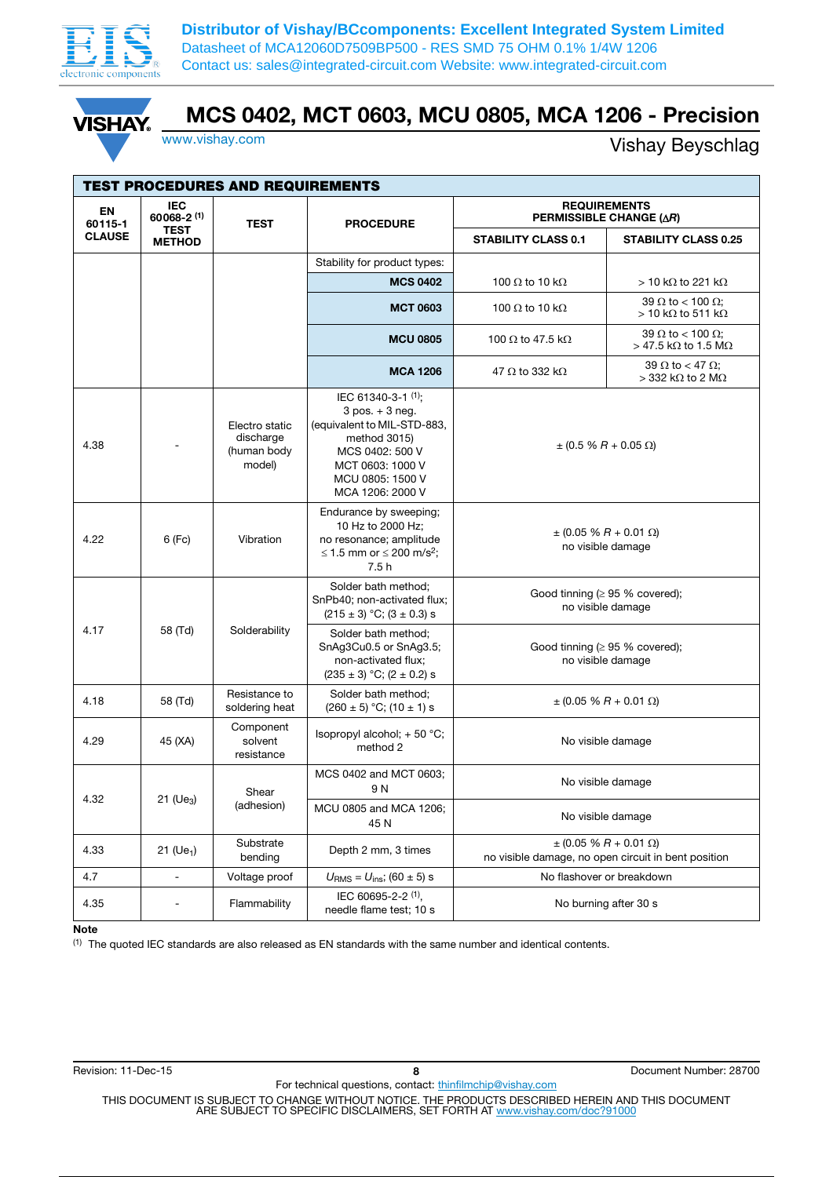# MCS 0402, MCT 0603, MCU 0805, MCA 1206 - Precision

Vishay Beyschlag

| TEST PROCEDURES AND REQUIREMENTS | | | | | |
|---|---|---|---|---|---|
| EN 60115-1 CLAUSE | IEC 60068-2 [1] TEST METHOD | TEST | PROCEDURE | REQUIREMENTS PERMISSIBLE CHANGE (Δ*R*) | |
| | | | | STABILITY CLASS 0.1 | STABILITY CLASS 0.25 |
| | | | Stability for product types: | | |
| | | | **MCS 0402** | 100 Ω to 10 kΩ | > 10 kΩ to 221 kΩ |
| | | | **MCT 0603** | 100 Ω to 10 kΩ | 39 Ω to < 100 Ω; > 10 kΩ to 511 kΩ |
| | | | **MCU 0805** | 100 Ω to 47.5 kΩ | 39 Ω to < 100 Ω; > 47.5 kΩ to 1.5 MΩ |
| | | | **MCA 1206** | 47 Ω to 332 kΩ | 39 Ω to < 47 Ω; > 332 kΩ to 2 MΩ |
| 4.38 | - | Electro static discharge (human body model) | IEC 61340-3-1 [1]; 3 pos. + 3 neg. (equivalent to MIL-STD-883, method 3015) MCS 0402: 500 V MCT 0603: 1000 V MCU 0805: 1500 V MCA 1206: 2000 V | ± (0.5 % *R* + 0.05 Ω) | |
| 4.22 | 6 (Fc) | Vibration | Endurance by sweeping; 10 Hz to 2000 Hz; no resonance; amplitude ≤ 1.5 mm or ≤ 200 m/s²; 7.5 h | ± (0.05 % *R* + 0.01 Ω) no visible damage | |
| 4.17 | 58 (Td) | Solderability | Solder bath method; SnPb40; non-activated flux; (215 ± 3) °C; (3 ± 0.3) s | Good tinning (≥ 95 % covered); no visible damage | |
| | | | Solder bath method; SnAg3Cu0.5 or SnAg3.5; non-activated flux; (235 ± 3) °C; (2 ± 0.2) s | Good tinning (≥ 95 % covered); no visible damage | |
| 4.18 | 58 (Td) | Resistance to soldering heat | Solder bath method; (260 ± 5) °C; (10 ± 1) s | ± (0.05 % *R* + 0.01 Ω) | |
| 4.29 | 45 (XA) | Component solvent resistance | Isopropyl alcohol; + 50 °C; method 2 | No visible damage | |
| 4.32 | 21 ($Ue_3$) | Shear (adhesion) | MCS 0402 and MCT 0603; 9 N | No visible damage | |
| | | | MCU 0805 and MCA 1206; 45 N | No visible damage | |
| 4.33 | 21 ($Ue_1$) | Substrate bending | Depth 2 mm, 3 times | ± (0.05 % *R* + 0.01 Ω) no visible damage, no open circuit in bent position | |
| 4.7 | - | Voltage proof | $U_{RMS} = U_{ins}$; (60 ± 5) s | No flashover or breakdown | |
| 4.35 | - | Flammability | IEC 60695-2-2 [1], needle flame test; 10 s | No burning after 30 s | |

**Note**

[1] The quoted IEC standards are also released as EN standards with the same number and identical contents.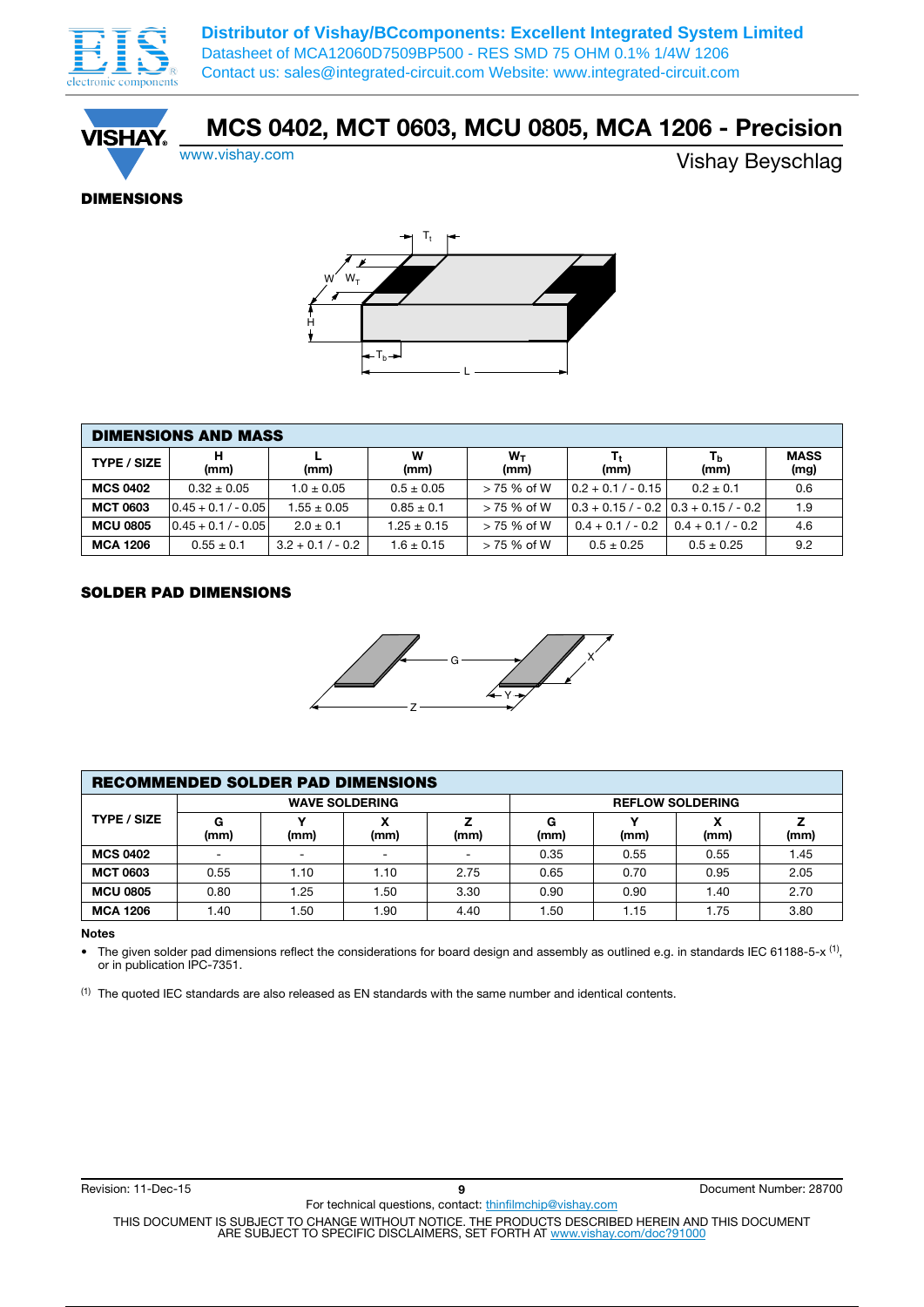# MCS 0402, MCT 0603, MCU 0805, MCA 1206 - Precision

www.vishay.com

Vishay Beyschlag

## DIMENSIONS

### DIMENSIONS AND MASS

| TYPE / SIZE | H (mm) | L (mm) | W (mm) | $W_T$ (mm) | $T_t$ (mm) | $T_b$ (mm) | MASS (mg) |
|---|---|---|---|---|---|---|---|
| **MCS 0402** | 0.32 ± 0.05 | 1.0 ± 0.05 | 0.5 ± 0.05 | > 75 % of W | 0.2 + 0.1 / - 0.15 | 0.2 ± 0.1 | 0.6 |
| **MCT 0603** | 0.45 + 0.1 / - 0.05 | 1.55 ± 0.05 | 0.85 ± 0.1 | > 75 % of W | 0.3 + 0.15 / - 0.2 | 0.3 + 0.15 / - 0.2 | 1.9 |
| **MCU 0805** | 0.45 + 0.1 / - 0.05 | 2.0 ± 0.1 | 1.25 ± 0.15 | > 75 % of W | 0.4 + 0.1 / - 0.2 | 0.4 + 0.1 / - 0.2 | 4.6 |
| **MCA 1206** | 0.55 ± 0.1 | 3.2 + 0.1 / - 0.2 | 1.6 ± 0.15 | > 75 % of W | 0.5 ± 0.25 | 0.5 ± 0.25 | 9.2 |

## SOLDER PAD DIMENSIONS

### RECOMMENDED SOLDER PAD DIMENSIONS

| TYPE / SIZE | WAVE SOLDERING | | | | REFLOW SOLDERING | | | |
|---|---|---|---|---|---|---|---|---|
| | G (mm) | Y (mm) | X (mm) | Z (mm) | G (mm) | Y (mm) | X (mm) | Z (mm) |
| **MCS 0402** | - | - | - | - | 0.35 | 0.55 | 0.55 | 1.45 |
| **MCT 0603** | 0.55 | 1.10 | 1.10 | 2.75 | 0.65 | 0.70 | 0.95 | 2.05 |
| **MCU 0805** | 0.80 | 1.25 | 1.50 | 3.30 | 0.90 | 0.90 | 1.40 | 2.70 |
| **MCA 1206** | 1.40 | 1.50 | 1.90 | 4.40 | 1.50 | 1.15 | 1.75 | 3.80 |

**Notes**

- The given solder pad dimensions reflect the considerations for board design and assembly as outlined e.g. in standards IEC 61188-5-x [(1)], or in publication IPC-7351.

[(1)] The quoted IEC standards are also released as EN standards with the same number and identical contents.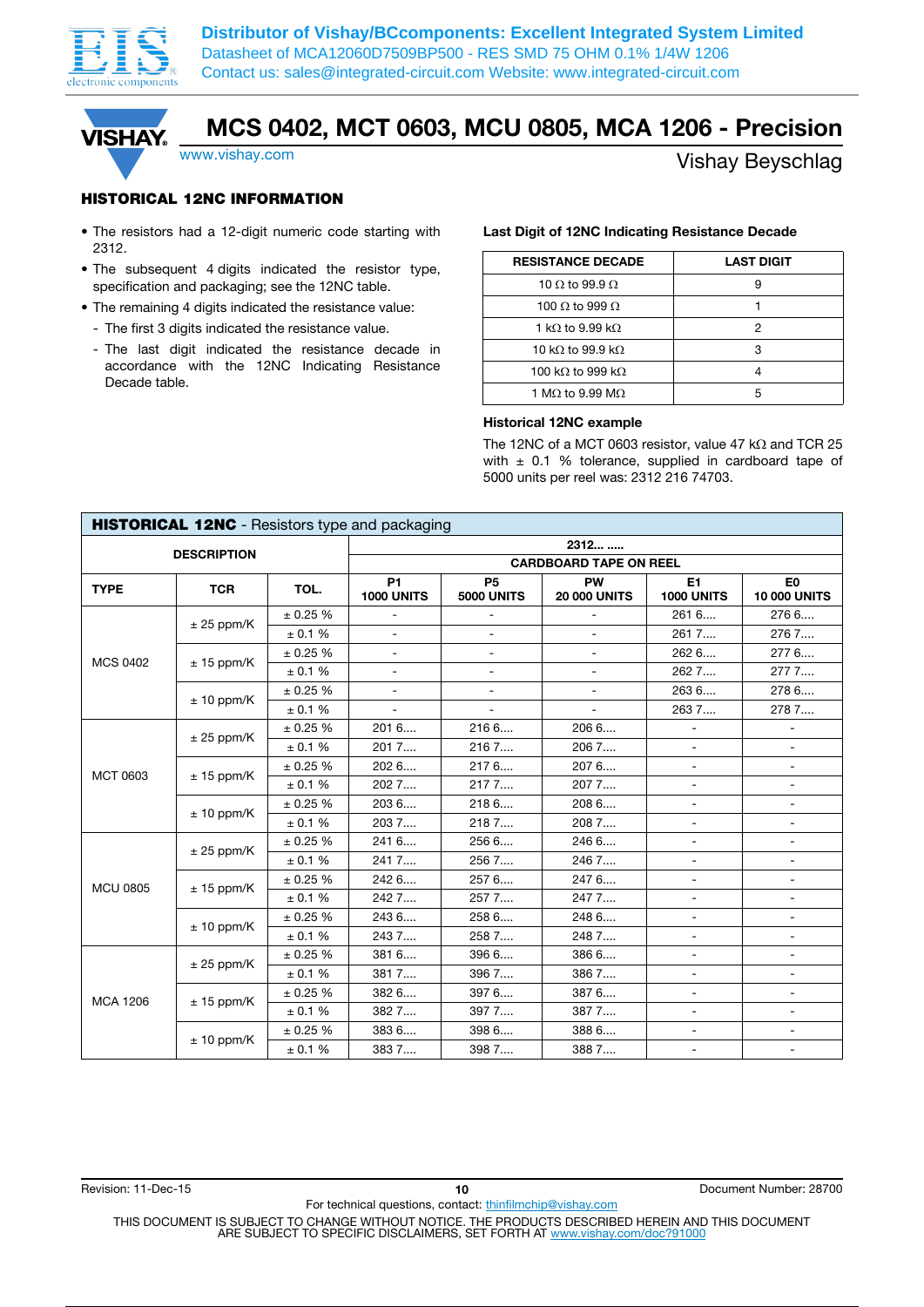# MCS 0402, MCT 0603, MCU 0805, MCA 1206 - Precision

Vishay Beyschlag

### HISTORICAL 12NC INFORMATION

- The resistors had a 12-digit numeric code starting with 2312.
- The subsequent 4 digits indicated the resistor type, specification and packaging; see the 12NC table.
- The remaining 4 digits indicated the resistance value:
  - The first 3 digits indicated the resistance value.
  - The last digit indicated the resistance decade in accordance with the 12NC Indicating Resistance Decade table.

**Last Digit of 12NC Indicating Resistance Decade**

| RESISTANCE DECADE | LAST DIGIT |
|---|---|
| 10 Ω to 99.9 Ω | 9 |
| 100 Ω to 999 Ω | 1 |
| 1 kΩ to 9.99 kΩ | 2 |
| 10 kΩ to 99.9 kΩ | 3 |
| 100 kΩ to 999 kΩ | 4 |
| 1 MΩ to 9.99 MΩ | 5 |

**Historical 12NC example**

The 12NC of a MCT 0603 resistor, value 47 kΩ and TCR 25 with ± 0.1 % tolerance, supplied in cardboard tape of 5000 units per reel was: 2312 216 74703.

**HISTORICAL 12NC** - Resistors type and packaging

| DESCRIPTION | | | 2312... ..... | | | | |
|---|---|---|---|---|---|---|---|
| | | | CARDBOARD TAPE ON REEL | | | | |
| TYPE | TCR | TOL. | P1 1000 UNITS | P5 5000 UNITS | PW 20 000 UNITS | E1 1000 UNITS | E0 10 000 UNITS |
| MCS 0402 | ± 25 ppm/K | ± 0.25 % | - | - | - | 261 6.... | 276 6.... |
| | | ± 0.1 % | - | - | - | 261 7.... | 276 7.... |
| | ± 15 ppm/K | ± 0.25 % | - | - | - | 262 6.... | 277 6.... |
| | | ± 0.1 % | - | - | - | 262 7.... | 277 7.... |
| | ± 10 ppm/K | ± 0.25 % | - | - | - | 263 6.... | 278 6.... |
| | | ± 0.1 % | - | - | - | 263 7.... | 278 7.... |
| MCT 0603 | ± 25 ppm/K | ± 0.25 % | 201 6.... | 216 6.... | 206 6.... | - | - |
| | | ± 0.1 % | 201 7.... | 216 7.... | 206 7.... | - | - |
| | ± 15 ppm/K | ± 0.25 % | 202 6.... | 217 6.... | 207 6.... | - | - |
| | | ± 0.1 % | 202 7.... | 217 7.... | 207 7.... | - | - |
| | ± 10 ppm/K | ± 0.25 % | 203 6.... | 218 6.... | 208 6.... | - | - |
| | | ± 0.1 % | 203 7.... | 218 7.... | 208 7.... | - | - |
| MCU 0805 | ± 25 ppm/K | ± 0.25 % | 241 6.... | 256 6.... | 246 6.... | - | - |
| | | ± 0.1 % | 241 7.... | 256 7.... | 246 7.... | - | - |
| | ± 15 ppm/K | ± 0.25 % | 242 6.... | 257 6.... | 247 6.... | - | - |
| | | ± 0.1 % | 242 7.... | 257 7.... | 247 7.... | - | - |
| | ± 10 ppm/K | ± 0.25 % | 243 6.... | 258 6.... | 248 6.... | - | - |
| | | ± 0.1 % | 243 7.... | 258 7.... | 248 7.... | - | - |
| MCA 1206 | ± 25 ppm/K | ± 0.25 % | 381 6.... | 396 6.... | 386 6.... | - | - |
| | | ± 0.1 % | 381 7.... | 396 7.... | 386 7.... | - | - |
| | ± 15 ppm/K | ± 0.25 % | 382 6.... | 397 6.... | 387 6.... | - | - |
| | | ± 0.1 % | 382 7.... | 397 7.... | 387 7.... | - | - |
| | ± 10 ppm/K | ± 0.25 % | 383 6.... | 398 6.... | 388 6.... | - | - |
| | | ± 0.1 % | 383 7.... | 398 7.... | 388 7.... | - | - |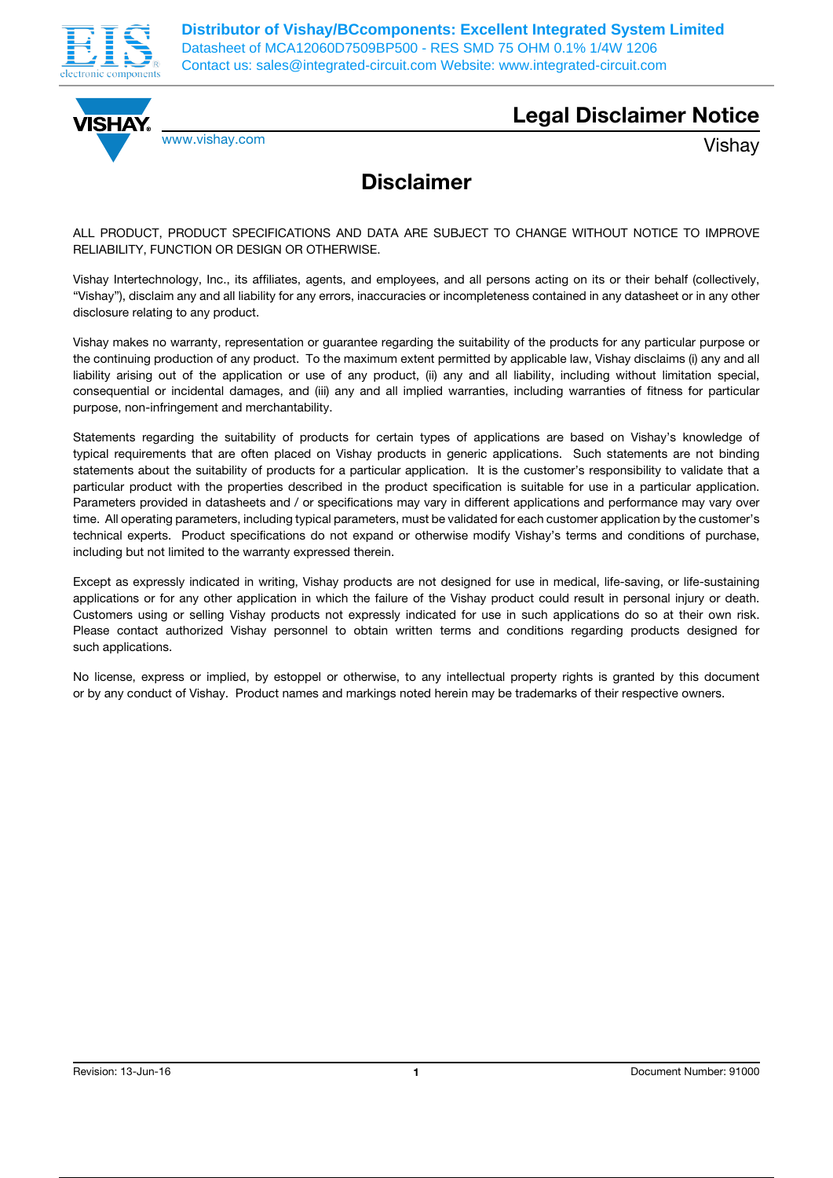# Legal Disclaimer Notice

Vishay

## Disclaimer

ALL PRODUCT, PRODUCT SPECIFICATIONS AND DATA ARE SUBJECT TO CHANGE WITHOUT NOTICE TO IMPROVE RELIABILITY, FUNCTION OR DESIGN OR OTHERWISE.

Vishay Intertechnology, Inc., its affiliates, agents, and employees, and all persons acting on its or their behalf (collectively, "Vishay"), disclaim any and all liability for any errors, inaccuracies or incompleteness contained in any datasheet or in any other disclosure relating to any product.

Vishay makes no warranty, representation or guarantee regarding the suitability of the products for any particular purpose or the continuing production of any product. To the maximum extent permitted by applicable law, Vishay disclaims (i) any and all liability arising out of the application or use of any product, (ii) any and all liability, including without limitation special, consequential or incidental damages, and (iii) any and all implied warranties, including warranties of fitness for particular purpose, non-infringement and merchantability.

Statements regarding the suitability of products for certain types of applications are based on Vishay's knowledge of typical requirements that are often placed on Vishay products in generic applications. Such statements are not binding statements about the suitability of products for a particular application. It is the customer's responsibility to validate that a particular product with the properties described in the product specification is suitable for use in a particular application. Parameters provided in datasheets and / or specifications may vary in different applications and performance may vary over time. All operating parameters, including typical parameters, must be validated for each customer application by the customer's technical experts. Product specifications do not expand or otherwise modify Vishay's terms and conditions of purchase, including but not limited to the warranty expressed therein.

Except as expressly indicated in writing, Vishay products are not designed for use in medical, life-saving, or life-sustaining applications or for any other application in which the failure of the Vishay product could result in personal injury or death. Customers using or selling Vishay products not expressly indicated for use in such applications do so at their own risk. Please contact authorized Vishay personnel to obtain written terms and conditions regarding products designed for such applications.

No license, express or implied, by estoppel or otherwise, to any intellectual property rights is granted by this document or by any conduct of Vishay. Product names and markings noted herein may be trademarks of their respective owners.

Revision: 13-Jun-16

Document Number: 91000